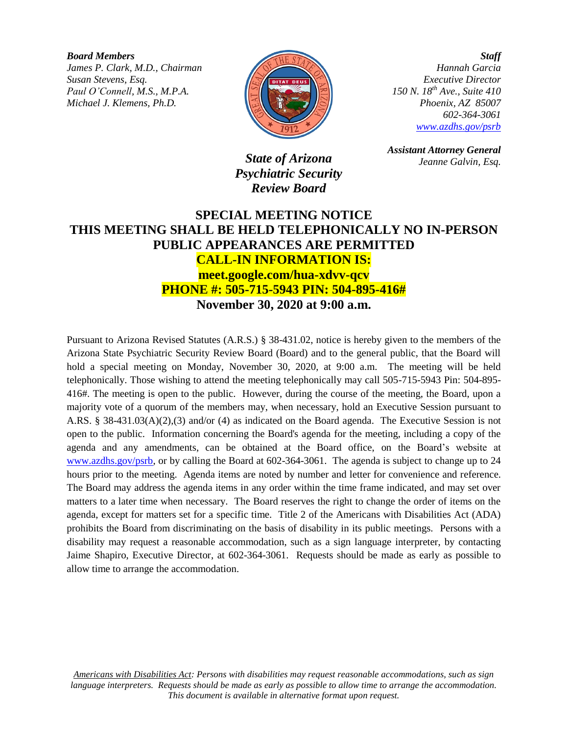***Board Members***
*James P. Clark, M.D., Chairman*
*Susan Stevens, Esq.*
*Paul O'Connell, M.S., M.P.A.*
*Michael J. Klemens, Ph.D.*

***Staff***
*Hannah Garcia*
*Executive Director*
*150 N. 18th Ave., Suite 410*
*Phoenix, AZ 85007*
*602-364-3061*
*[www.azdhs.gov/psrb](http://www.azdhs.gov/psrb)*

***Assistant Attorney General***
*Jeanne Galvin, Esq.*

***State of Arizona***
***Psychiatric Security***
***Review Board***

# SPECIAL MEETING NOTICE

## THIS MEETING SHALL BE HELD TELEPHONICALLY NO IN-PERSON PUBLIC APPEARANCES ARE PERMITTED

**CALL-IN INFORMATION IS:**
**meet.google.com/hua-xdvv-qcv**
**PHONE #: 505-715-5943 PIN: 504-895-416#**
**November 30, 2020 at 9:00 a.m.**

Pursuant to Arizona Revised Statutes (A.R.S.) § 38-431.02, notice is hereby given to the members of the Arizona State Psychiatric Security Review Board (Board) and to the general public, that the Board will hold a special meeting on Monday, November 30, 2020, at 9:00 a.m. The meeting will be held telephonically. Those wishing to attend the meeting telephonically may call 505-715-5943 Pin: 504-895-416#. The meeting is open to the public. However, during the course of the meeting, the Board, upon a majority vote of a quorum of the members may, when necessary, hold an Executive Session pursuant to A.RS. § 38-431.03(A)(2),(3) and/or (4) as indicated on the Board agenda. The Executive Session is not open to the public. Information concerning the Board's agenda for the meeting, including a copy of the agenda and any amendments, can be obtained at the Board office, on the Board's website at [www.azdhs.gov/psrb](http://www.azdhs.gov/psrb), or by calling the Board at 602-364-3061. The agenda is subject to change up to 24 hours prior to the meeting. Agenda items are noted by number and letter for convenience and reference. The Board may address the agenda items in any order within the time frame indicated, and may set over matters to a later time when necessary. The Board reserves the right to change the order of items on the agenda, except for matters set for a specific time. Title 2 of the Americans with Disabilities Act (ADA) prohibits the Board from discriminating on the basis of disability in its public meetings. Persons with a disability may request a reasonable accommodation, such as a sign language interpreter, by contacting Jaime Shapiro, Executive Director, at 602-364-3061. Requests should be made as early as possible to allow time to arrange the accommodation.

*Americans with Disabilities Act: Persons with disabilities may request reasonable accommodations, such as sign language interpreters. Requests should be made as early as possible to allow time to arrange the accommodation. This document is available in alternative format upon request.*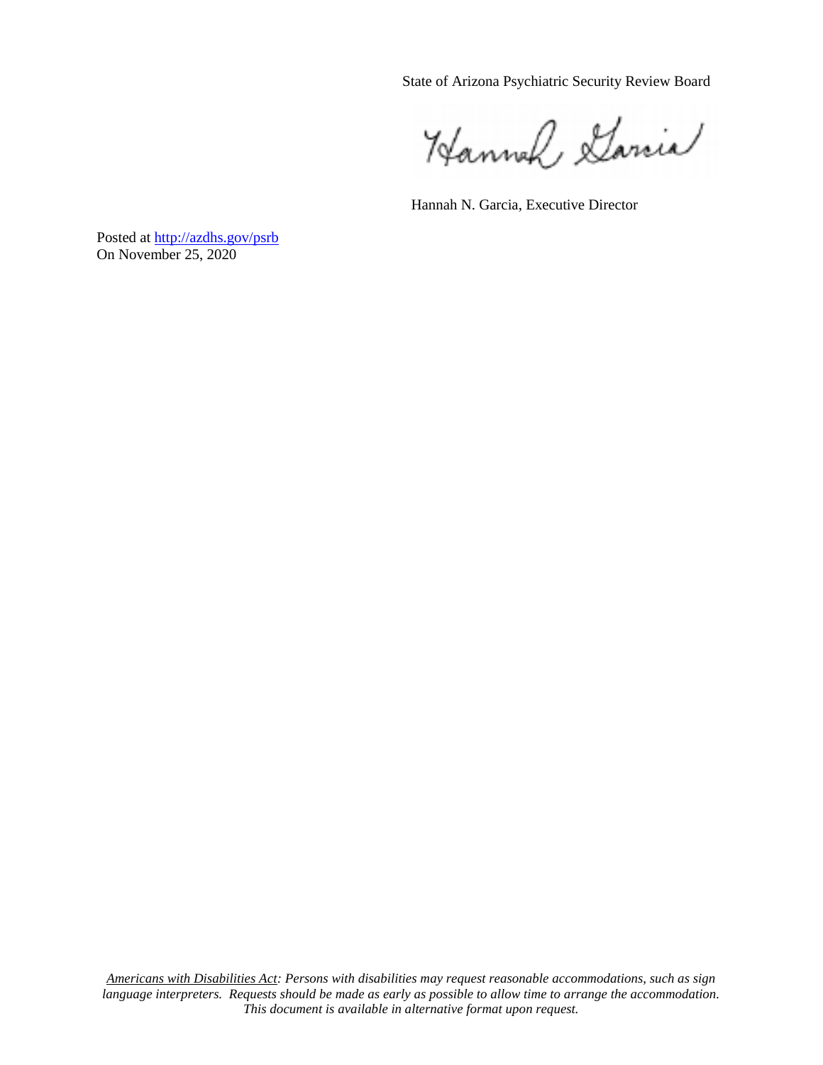State of Arizona Psychiatric Security Review Board

Hannah N. Garcia, Executive Director

Posted at [http://azdhs.gov/psrb](http://azdhs.gov/psrb)
On November 25, 2020

*Americans with Disabilities Act: Persons with disabilities may request reasonable accommodations, such as sign language interpreters. Requests should be made as early as possible to allow time to arrange the accommodation. This document is available in alternative format upon request.*